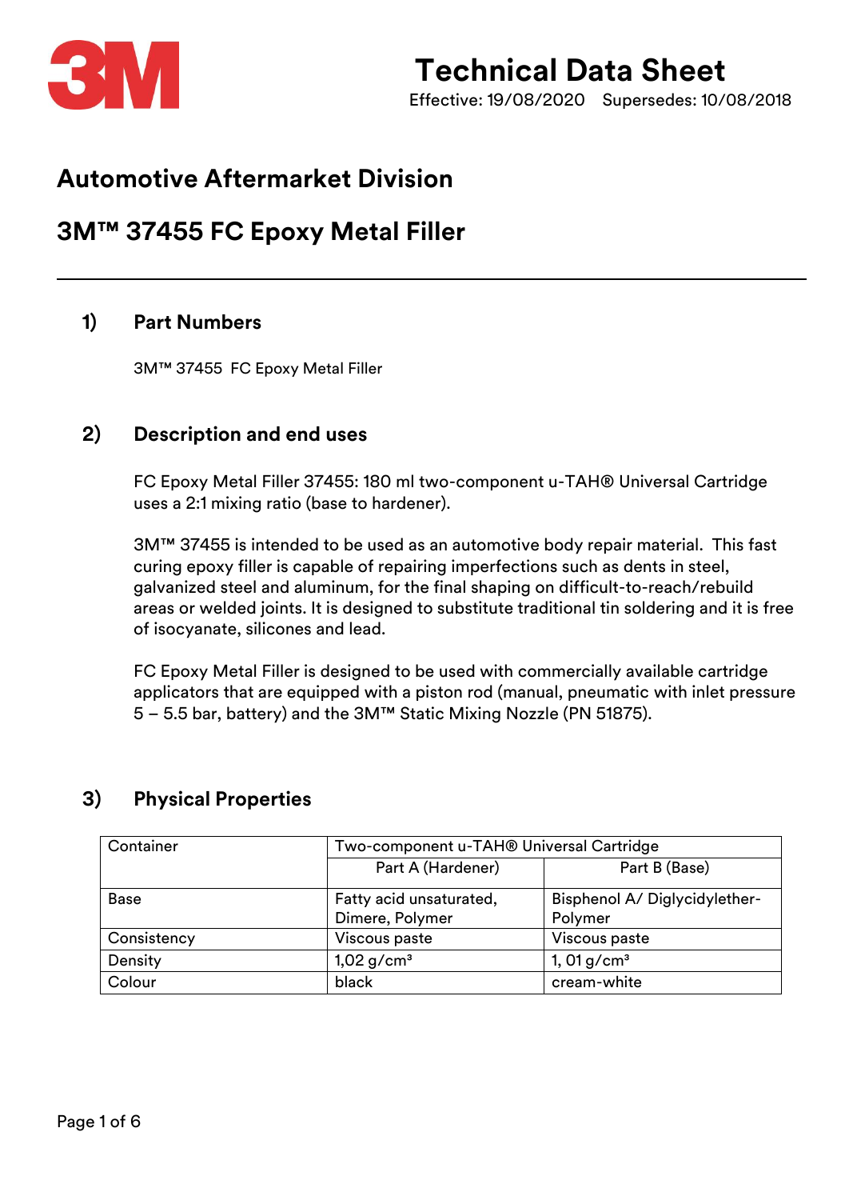# Technical Data Sheet

Effective: 19/08/2020 Supersedes: 10/08/2018

## Automotive Aftermarket Division

## 3M™ 37455 FC Epoxy Metal Filler

---

### 1) Part Numbers

3M™ 37455 FC Epoxy Metal Filler

### 2) Description and end uses

FC Epoxy Metal Filler 37455: 180 ml two-component u-TAH® Universal Cartridge uses a 2:1 mixing ratio (base to hardener).

3M™ 37455 is intended to be used as an automotive body repair material. This fast curing epoxy filler is capable of repairing imperfections such as dents in steel, galvanized steel and aluminum, for the final shaping on difficult-to-reach/rebuild areas or welded joints. It is designed to substitute traditional tin soldering and it is free of isocyanate, silicones and lead.

FC Epoxy Metal Filler is designed to be used with commercially available cartridge applicators that are equipped with a piston rod (manual, pneumatic with inlet pressure 5 – 5.5 bar, battery) and the 3M™ Static Mixing Nozzle (PN 51875).

### 3) Physical Properties

| Container | Two-component u-TAH® Universal Cartridge | |
|---|---|---|
| | Part A (Hardener) | Part B (Base) |
| Base | Fatty acid unsaturated, Dimere, Polymer | Bisphenol A/ Diglycidylether-Polymer |
| Consistency | Viscous paste | Viscous paste |
| Density | 1,02 g/cm³ | 1, 01 g/cm³ |
| Colour | black | cream-white |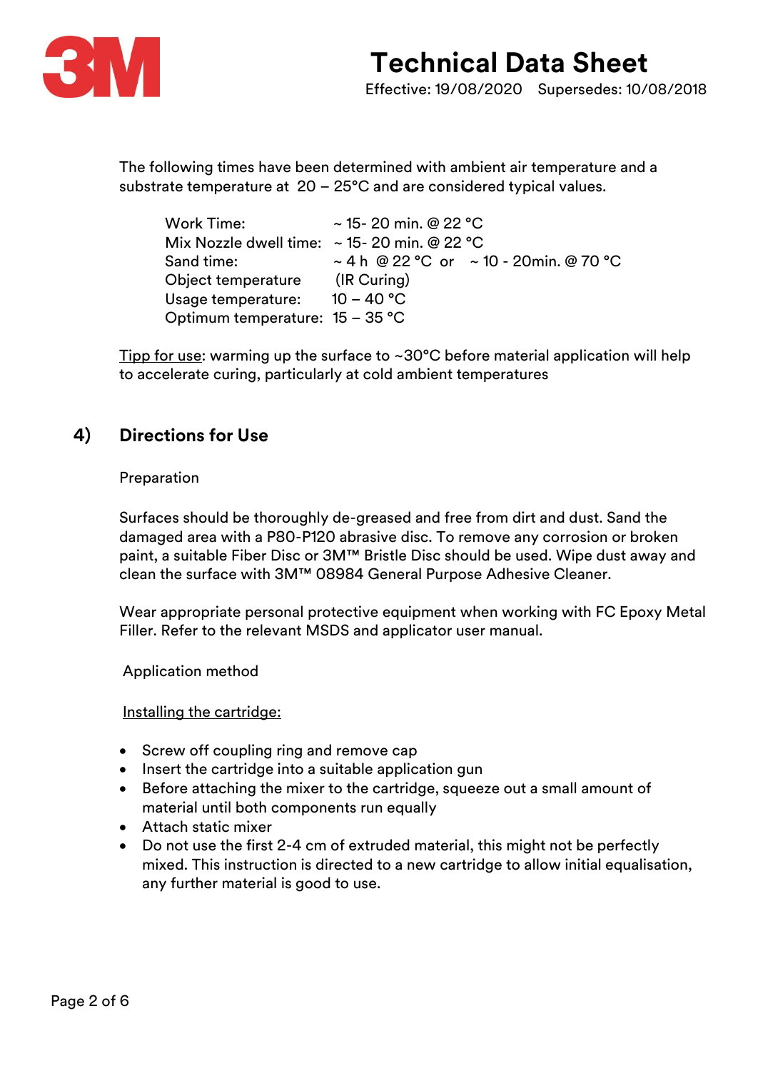The following times have been determined with ambient air temperature and a substrate temperature at 20 – 25°C and are considered typical values.

| | |
|---|---|
| Work Time: | ~ 15- 20 min. @ 22 °C |
| Mix Nozzle dwell time: | ~ 15- 20 min. @ 22 °C |
| Sand time: | ~ 4 h @ 22 °C or ~ 10 - 20min. @ 70 °C |
| Object temperature | (IR Curing) |
| Usage temperature: | 10 – 40 °C |
| Optimum temperature: | 15 – 35 °C |

Tipp for use: warming up the surface to ~30°C before material application will help to accelerate curing, particularly at cold ambient temperatures

## 4) Directions for Use

Preparation

Surfaces should be thoroughly de-greased and free from dirt and dust. Sand the damaged area with a P80-P120 abrasive disc. To remove any corrosion or broken paint, a suitable Fiber Disc or 3M™ Bristle Disc should be used. Wipe dust away and clean the surface with 3M™ 08984 General Purpose Adhesive Cleaner.

Wear appropriate personal protective equipment when working with FC Epoxy Metal Filler. Refer to the relevant MSDS and applicator user manual.

Application method

Installing the cartridge:

- Screw off coupling ring and remove cap
- Insert the cartridge into a suitable application gun
- Before attaching the mixer to the cartridge, squeeze out a small amount of material until both components run equally
- Attach static mixer
- Do not use the first 2-4 cm of extruded material, this might not be perfectly mixed. This instruction is directed to a new cartridge to allow initial equalisation, any further material is good to use.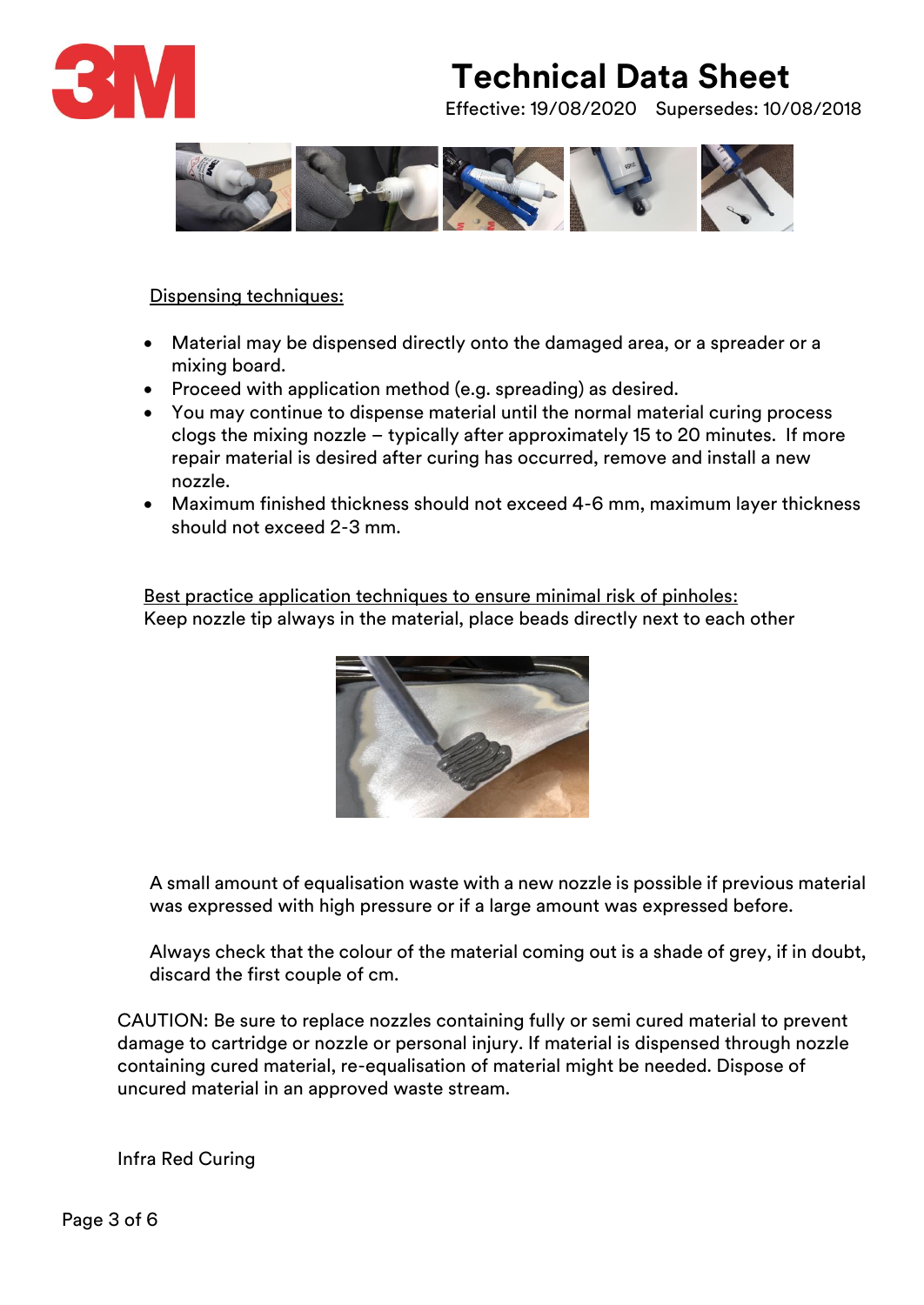Dispensing techniques:

- Material may be dispensed directly onto the damaged area, or a spreader or a mixing board.
- Proceed with application method (e.g. spreading) as desired.
- You may continue to dispense material until the normal material curing process clogs the mixing nozzle – typically after approximately 15 to 20 minutes. If more repair material is desired after curing has occurred, remove and install a new nozzle.
- Maximum finished thickness should not exceed 4-6 mm, maximum layer thickness should not exceed 2-3 mm.

Best practice application techniques to ensure minimal risk of pinholes:
Keep nozzle tip always in the material, place beads directly next to each other

A small amount of equalisation waste with a new nozzle is possible if previous material was expressed with high pressure or if a large amount was expressed before.

Always check that the colour of the material coming out is a shade of grey, if in doubt, discard the first couple of cm.

CAUTION: Be sure to replace nozzles containing fully or semi cured material to prevent damage to cartridge or nozzle or personal injury. If material is dispensed through nozzle containing cured material, re-equalisation of material might be needed. Dispose of uncured material in an approved waste stream.

Infra Red Curing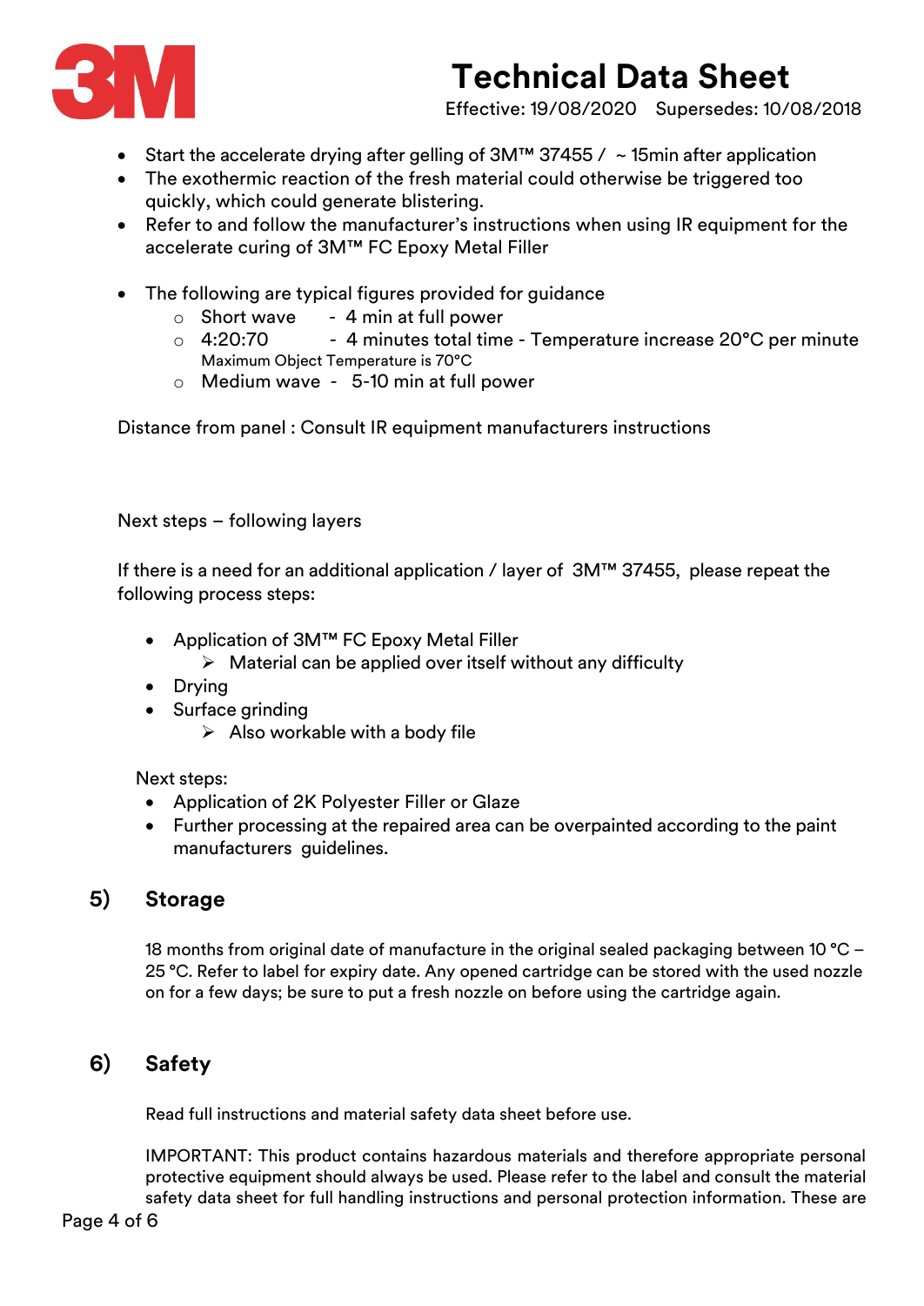- Start the accelerate drying after gelling of 3M™ 37455 / ~ 15min after application
- The exothermic reaction of the fresh material could otherwise be triggered too quickly, which could generate blistering.
- Refer to and follow the manufacturer's instructions when using IR equipment for the accelerate curing of 3M™ FC Epoxy Metal Filler

- The following are typical figures provided for guidance
    - Short wave - 4 min at full power
    - 4:20:70 - 4 minutes total time - Temperature increase 20°C per minute
      Maximum Object Temperature is 70°C
    - Medium wave - 5-10 min at full power

Distance from panel : Consult IR equipment manufacturers instructions

Next steps – following layers

If there is a need for an additional application / layer of 3M™ 37455, please repeat the following process steps:

- Application of 3M™ FC Epoxy Metal Filler
    - Material can be applied over itself without any difficulty
- Drying
- Surface grinding
    - Also workable with a body file

Next steps:

- Application of 2K Polyester Filler or Glaze
- Further processing at the repaired area can be overpainted according to the paint manufacturers guidelines.

## 5) Storage

18 months from original date of manufacture in the original sealed packaging between 10 °C – 25 °C. Refer to label for expiry date. Any opened cartridge can be stored with the used nozzle on for a few days; be sure to put a fresh nozzle on before using the cartridge again.

## 6) Safety

Read full instructions and material safety data sheet before use.

IMPORTANT: This product contains hazardous materials and therefore appropriate personal protective equipment should always be used. Please refer to the label and consult the material safety data sheet for full handling instructions and personal protection information. These are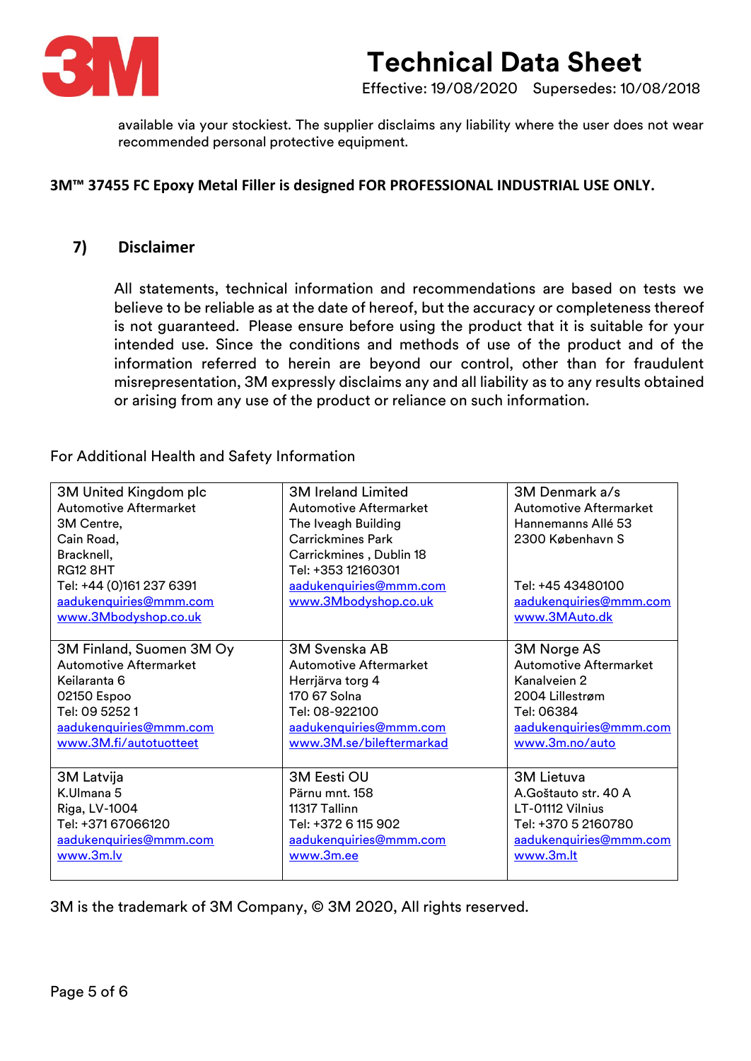available via your stockiest. The supplier disclaims any liability where the user does not wear recommended personal protective equipment.

**3M™ 37455 FC Epoxy Metal Filler is designed FOR PROFESSIONAL INDUSTRIAL USE ONLY.**

## 7) Disclaimer

All statements, technical information and recommendations are based on tests we believe to be reliable as at the date of hereof, but the accuracy or completeness thereof is not guaranteed. Please ensure before using the product that it is suitable for your intended use. Since the conditions and methods of use of the product and of the information referred to herein are beyond our control, other than for fraudulent misrepresentation, 3M expressly disclaims any and all liability as to any results obtained or arising from any use of the product or reliance on such information.

For Additional Health and Safety Information

| | | |
|---|---|---|
| 3M United Kingdom plc<br>Automotive Aftermarket<br>3M Centre,<br>Cain Road,<br>Bracknell,<br>RG12 8HT<br>Tel: +44 (0)161 237 6391<br>aadukenquiries@mmm.com<br>www.3Mbodyshop.co.uk | 3M Ireland Limited<br>Automotive Aftermarket<br>The Iveagh Building<br>Carrickmines Park<br>Carrickmines , Dublin 18<br>Tel: +353 12160301<br>aadukenquiries@mmm.com<br>www.3Mbodyshop.co.uk | 3M Denmark a/s<br>Automotive Aftermarket<br>Hannemanns Allé 53<br>2300 København S<br><br>Tel: +45 43480100<br>aadukenquiries@mmm.com<br>www.3MAuto.dk |
| 3M Finland, Suomen 3M Oy<br>Automotive Aftermarket<br>Keilaranta 6<br>02150 Espoo<br>Tel: 09 5252 1<br>aadukenquiries@mmm.com<br>www.3M.fi/autotuotteet | 3M Svenska AB<br>Automotive Aftermarket<br>Herrjärva torg 4<br>170 67 Solna<br>Tel: 08-922100<br>aadukenquiries@mmm.com<br>www.3M.se/bileftermarkad | 3M Norge AS<br>Automotive Aftermarket<br>Kanalveien 2<br>2004 Lillestrøm<br>Tel: 06384<br>aadukenquiries@mmm.com<br>www.3m.no/auto |
| 3M Latvija<br>K.Ulmana 5<br>Riga, LV-1004<br>Tel: +371 67066120<br>aadukenquiries@mmm.com<br>www.3m.lv | 3M Eesti OU<br>Pärnu mnt. 158<br>11317 Tallinn<br>Tel: +372 6 115 902<br>aadukenquiries@mmm.com<br>www.3m.ee | 3M Lietuva<br>A.Goštauto str. 40 A<br>LT-01112 Vilnius<br>Tel: +370 5 2160780<br>aadukenquiries@mmm.com<br>www.3m.lt |

3M is the trademark of 3M Company, © 3M 2020, All rights reserved.